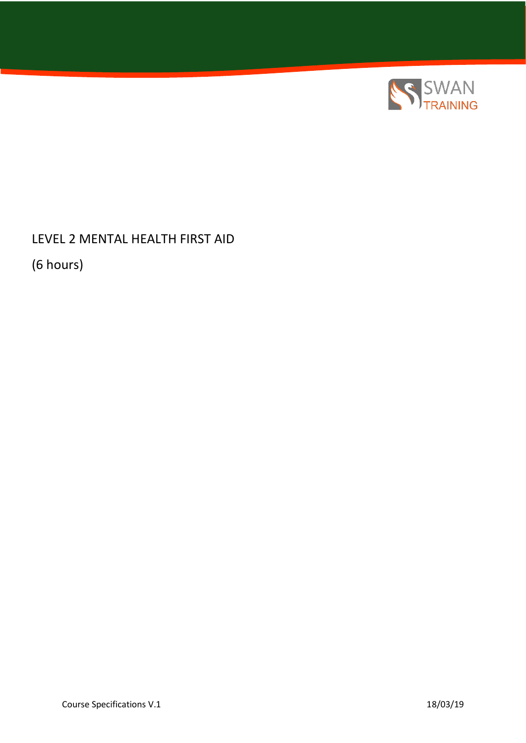# LEVEL 2 MENTAL HEALTH FIRST AID

(6 hours)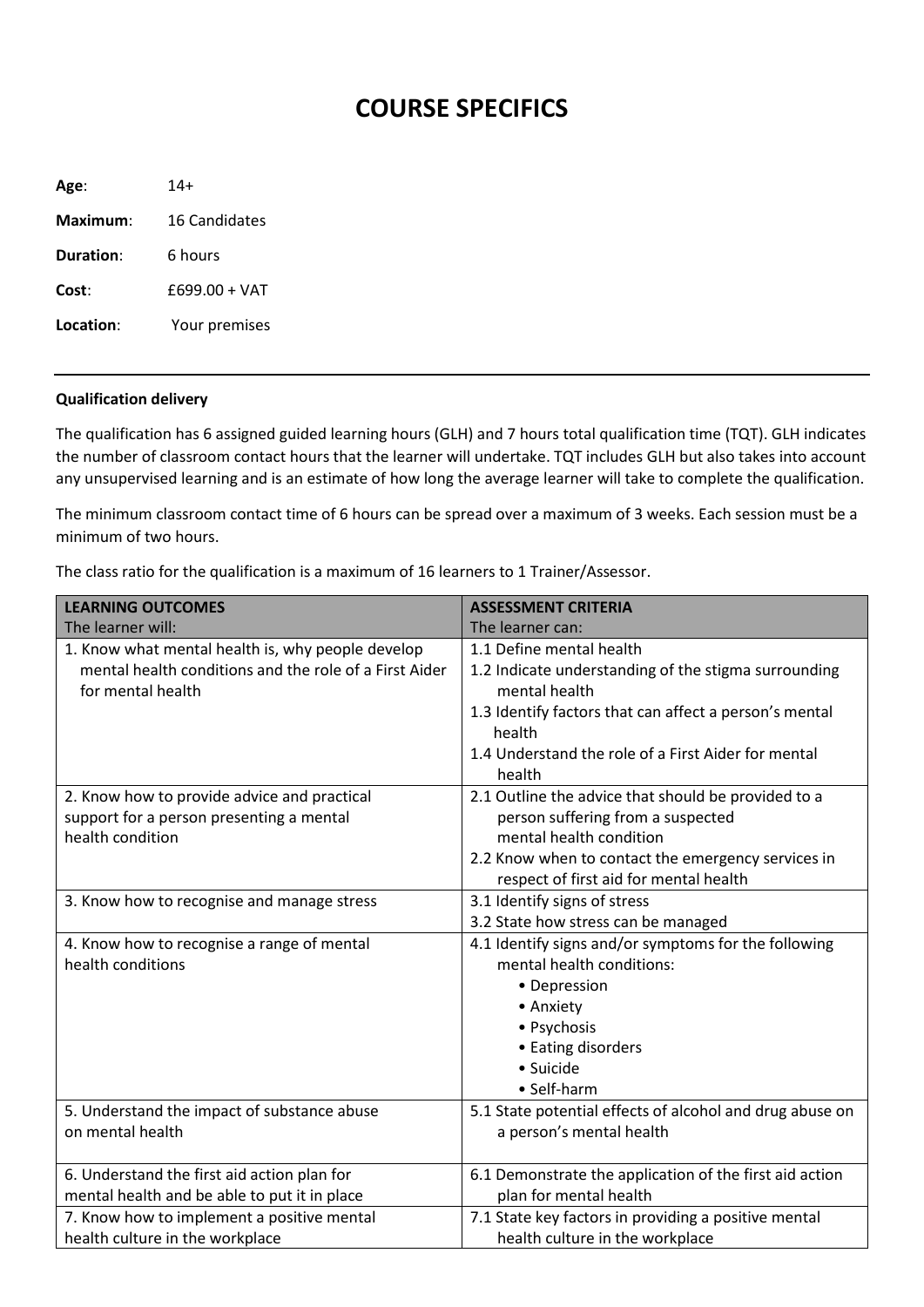# COURSE SPECIFICS

**Age**: 14+

**Maximum**: 16 Candidates

**Duration**: 6 hours

**Cost**: £699.00 + VAT

**Location**: Your premises

---

**Qualification delivery**

The qualification has 6 assigned guided learning hours (GLH) and 7 hours total qualification time (TQT). GLH indicates the number of classroom contact hours that the learner will undertake. TQT includes GLH but also takes into account any unsupervised learning and is an estimate of how long the average learner will take to complete the qualification.

The minimum classroom contact time of 6 hours can be spread over a maximum of 3 weeks. Each session must be a minimum of two hours.

The class ratio for the qualification is a maximum of 16 learners to 1 Trainer/Assessor.

| **LEARNING OUTCOMES**<br>The learner will: | **ASSESSMENT CRITERIA**<br>The learner can: |
|---|---|
| 1. Know what mental health is, why people develop mental health conditions and the role of a First Aider for mental health | 1.1 Define mental health<br>1.2 Indicate understanding of the stigma surrounding mental health<br>1.3 Identify factors that can affect a person's mental health<br>1.4 Understand the role of a First Aider for mental health |
| 2. Know how to provide advice and practical support for a person presenting a mental health condition | 2.1 Outline the advice that should be provided to a person suffering from a suspected mental health condition<br>2.2 Know when to contact the emergency services in respect of first aid for mental health |
| 3. Know how to recognise and manage stress | 3.1 Identify signs of stress<br>3.2 State how stress can be managed |
| 4. Know how to recognise a range of mental health conditions | 4.1 Identify signs and/or symptoms for the following mental health conditions:<br>• Depression<br>• Anxiety<br>• Psychosis<br>• Eating disorders<br>• Suicide<br>• Self-harm |
| 5. Understand the impact of substance abuse on mental health | 5.1 State potential effects of alcohol and drug abuse on a person's mental health |
| 6. Understand the first aid action plan for mental health and be able to put it in place | 6.1 Demonstrate the application of the first aid action plan for mental health |
| 7. Know how to implement a positive mental health culture in the workplace | 7.1 State key factors in providing a positive mental health culture in the workplace |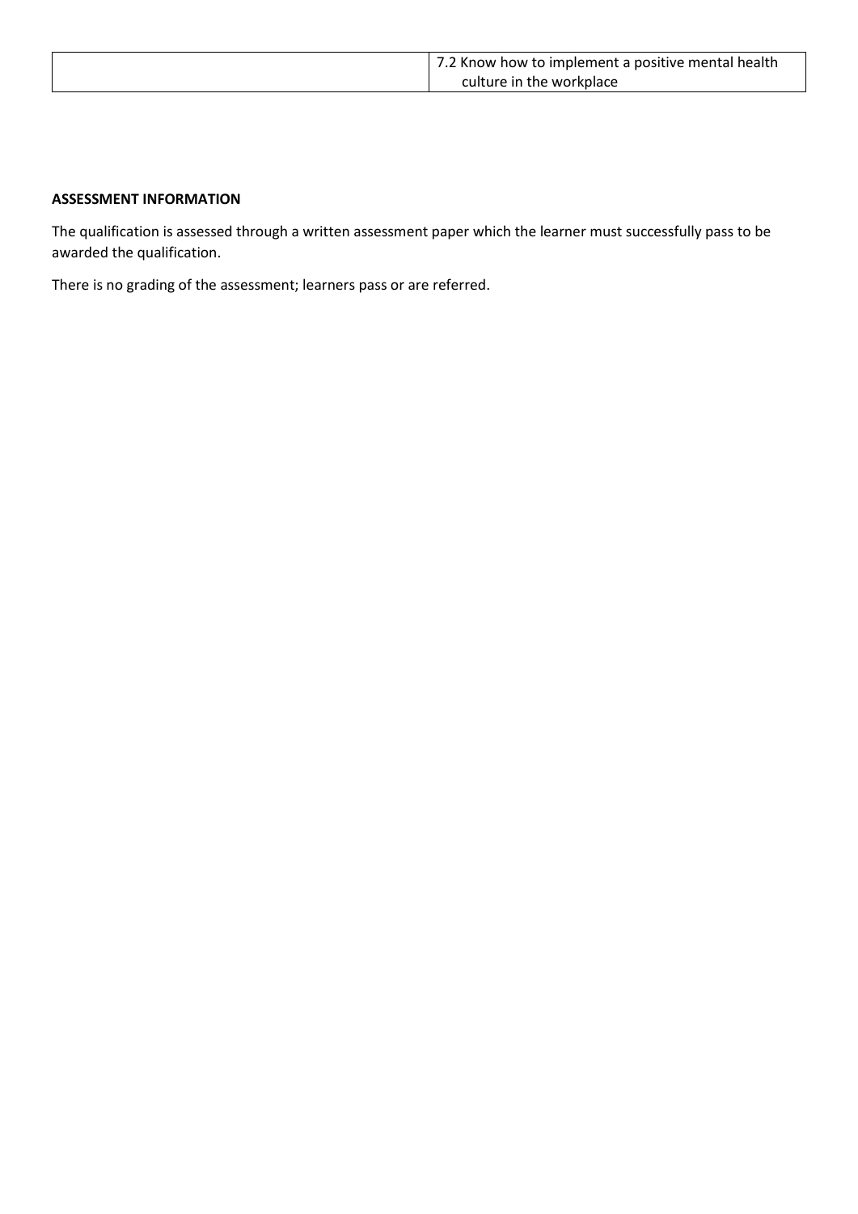| | |
|---|---|
| | 7.2 Know how to implement a positive mental health culture in the workplace |

**ASSESSMENT INFORMATION**

The qualification is assessed through a written assessment paper which the learner must successfully pass to be awarded the qualification.

There is no grading of the assessment; learners pass or are referred.